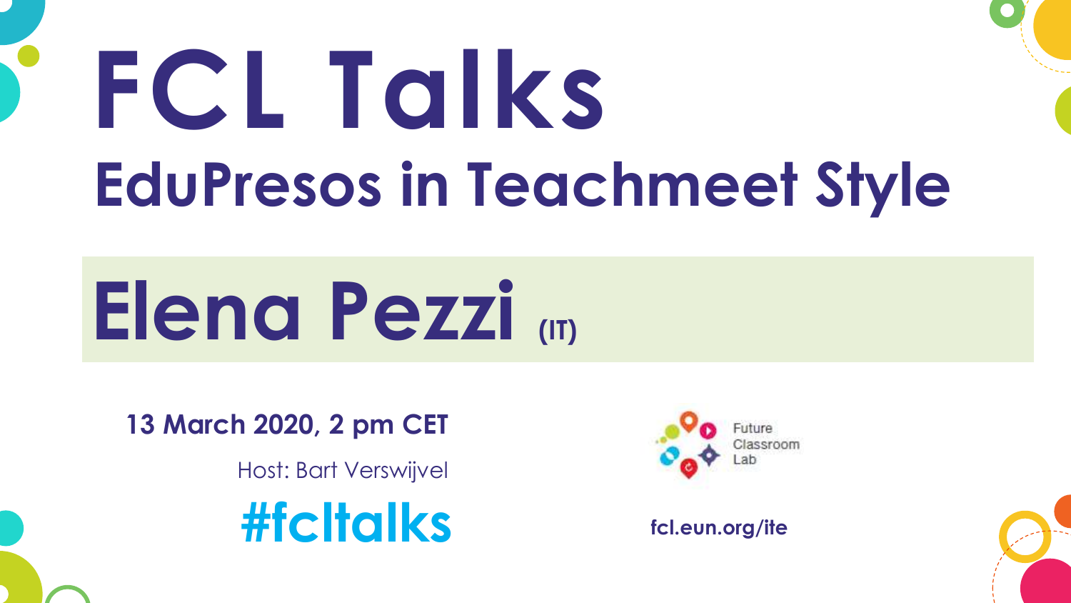# FCL Talks

## EduPresos in Teachmeet Style

# Elena Pezzi (IT)

**13 March 2020, 2 pm CET**

Host: Bart Verswijvel

**#fcltalks**

Future Classroom Lab

**fcl.eun.org/ite**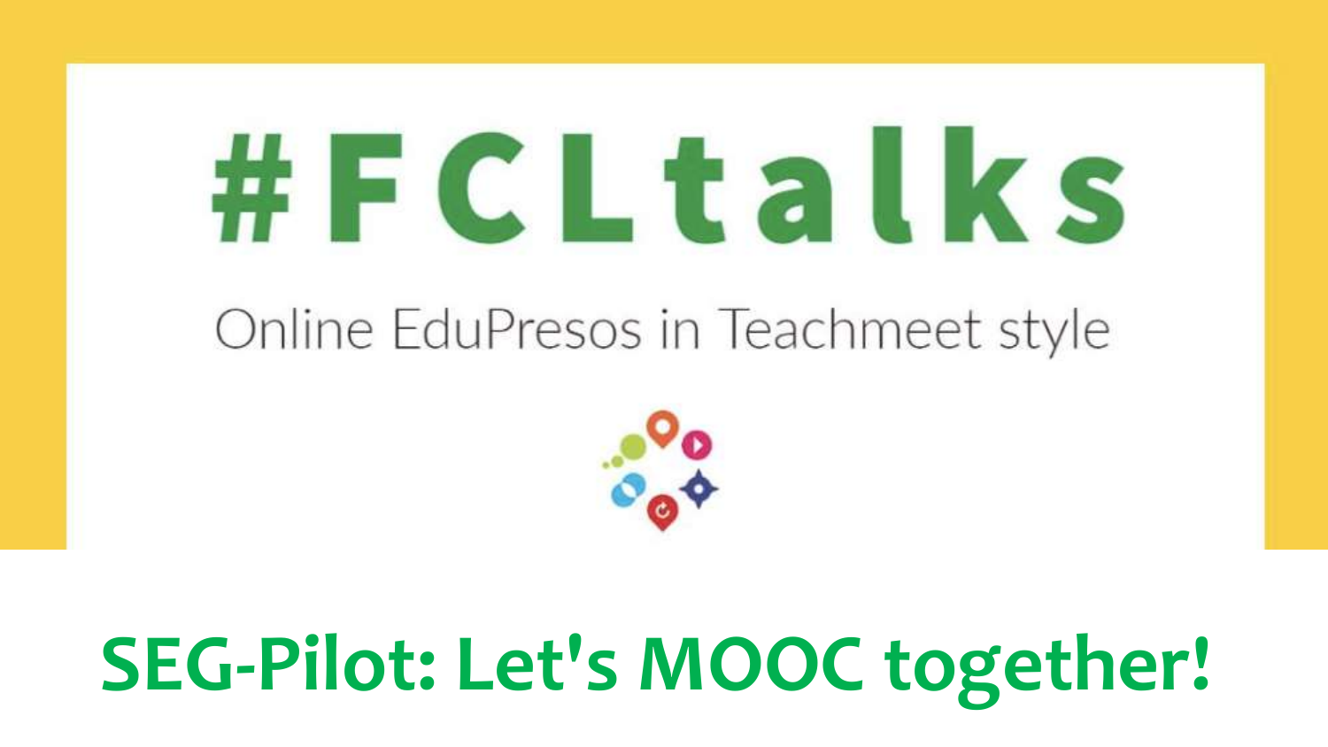# #FCLtalks

Online EduPresos in Teachmeet style

## SEG-Pilot: Let's MOOC together!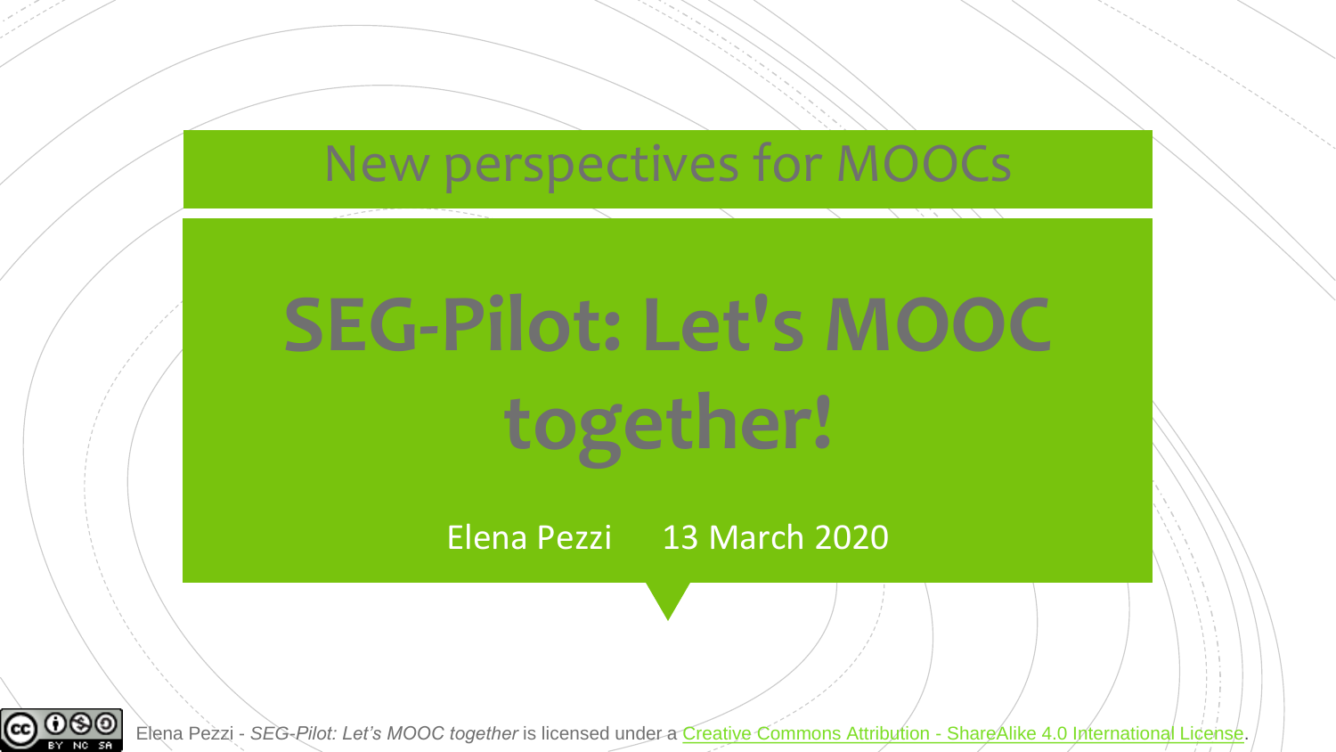New perspectives for MOOCs

# SEG-Pilot: Let's MOOC together!

Elena Pezzi 13 March 2020

Elena Pezzi - *SEG-Pilot: Let's MOOC together* is licensed under a [Creative Commons Attribution - ShareAlike 4.0 International License](https://creativecommons.org/licenses/by-sa/4.0/).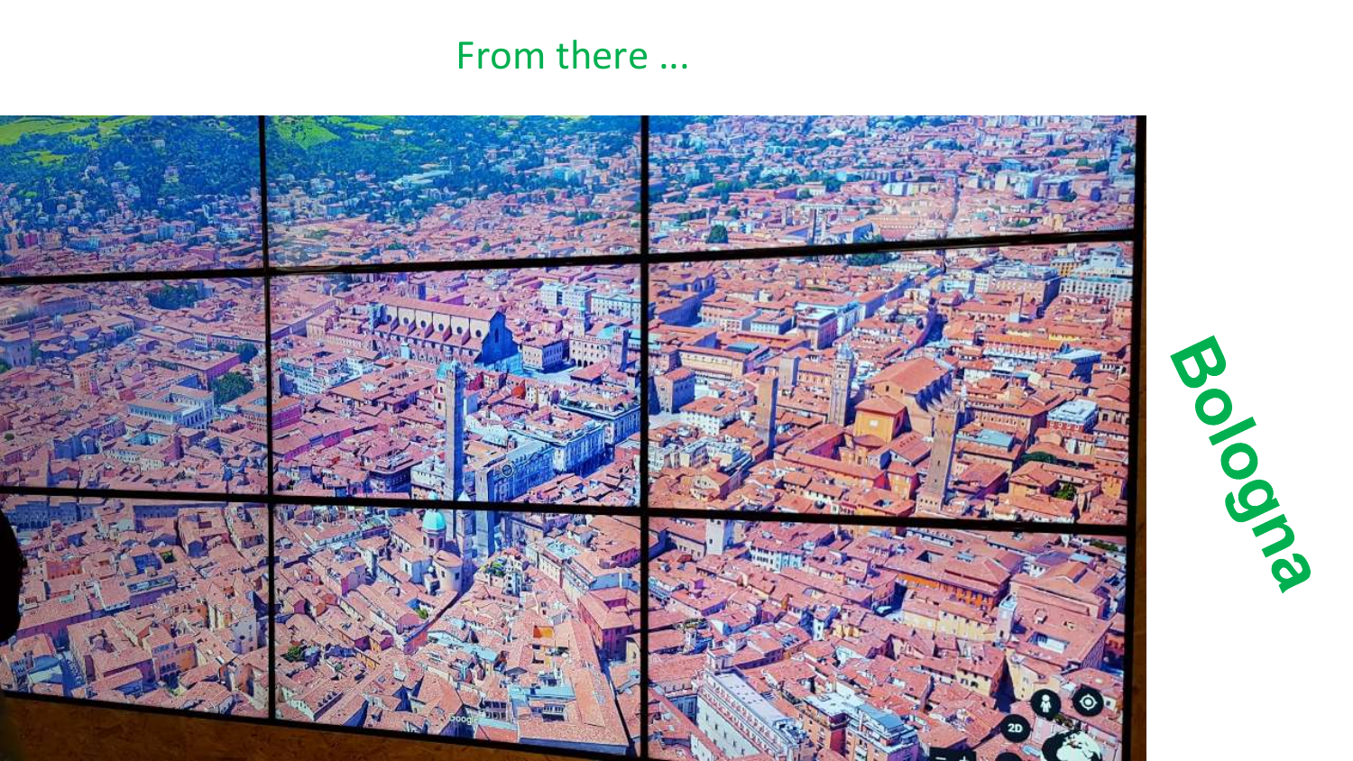From there ...

Bologna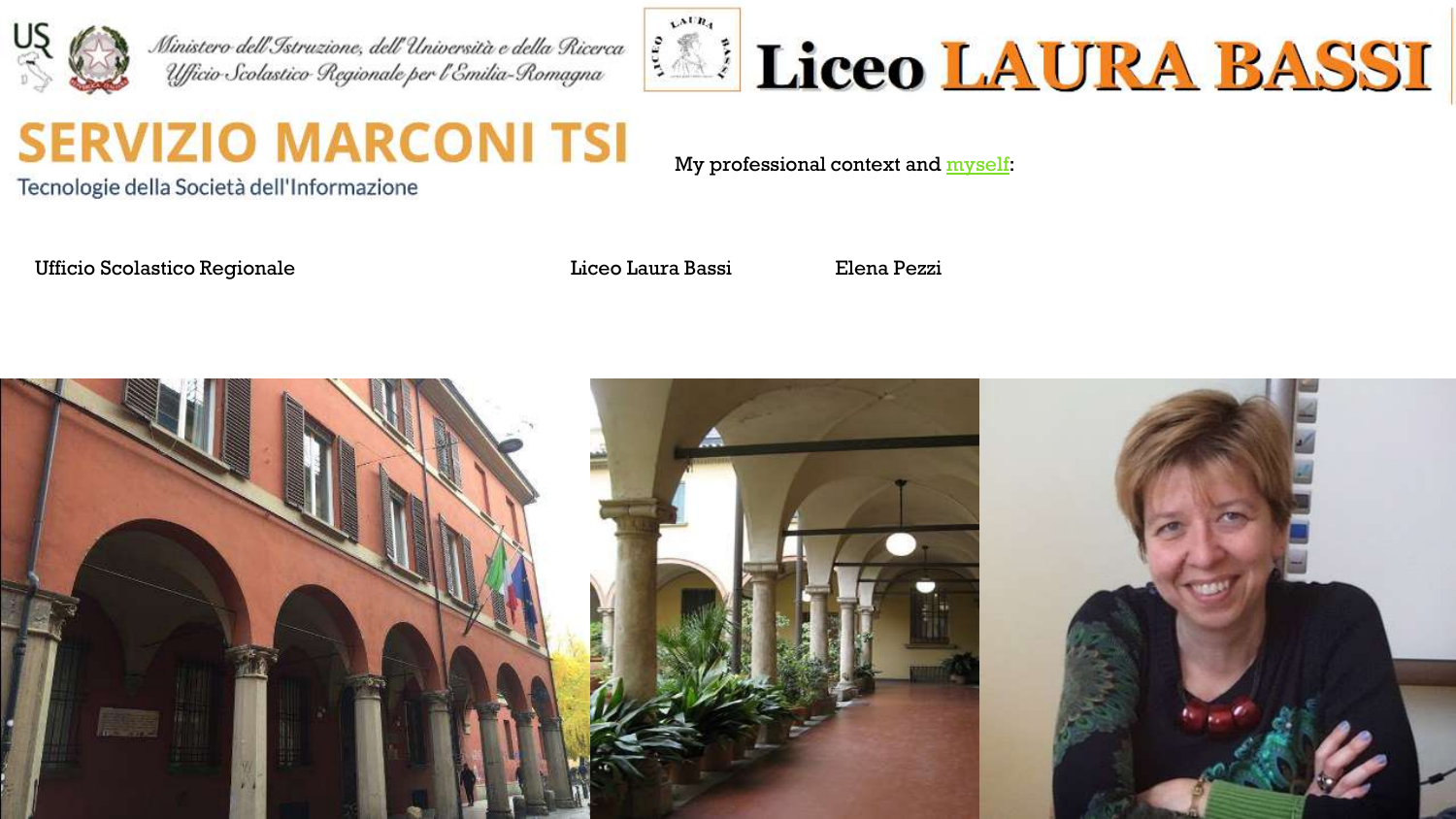Ministero dell'Istruzione, dell'Università e della Ricerca
Ufficio Scolastico Regionale per l'Emilia-Romagna

# Liceo LAURA BASSI

## SERVIZIO MARCONI TSI

Tecnologie della Società dell'Informazione

My professional context and myself:

Ufficio Scolastico Regionale

Liceo Laura Bassi

Elena Pezzi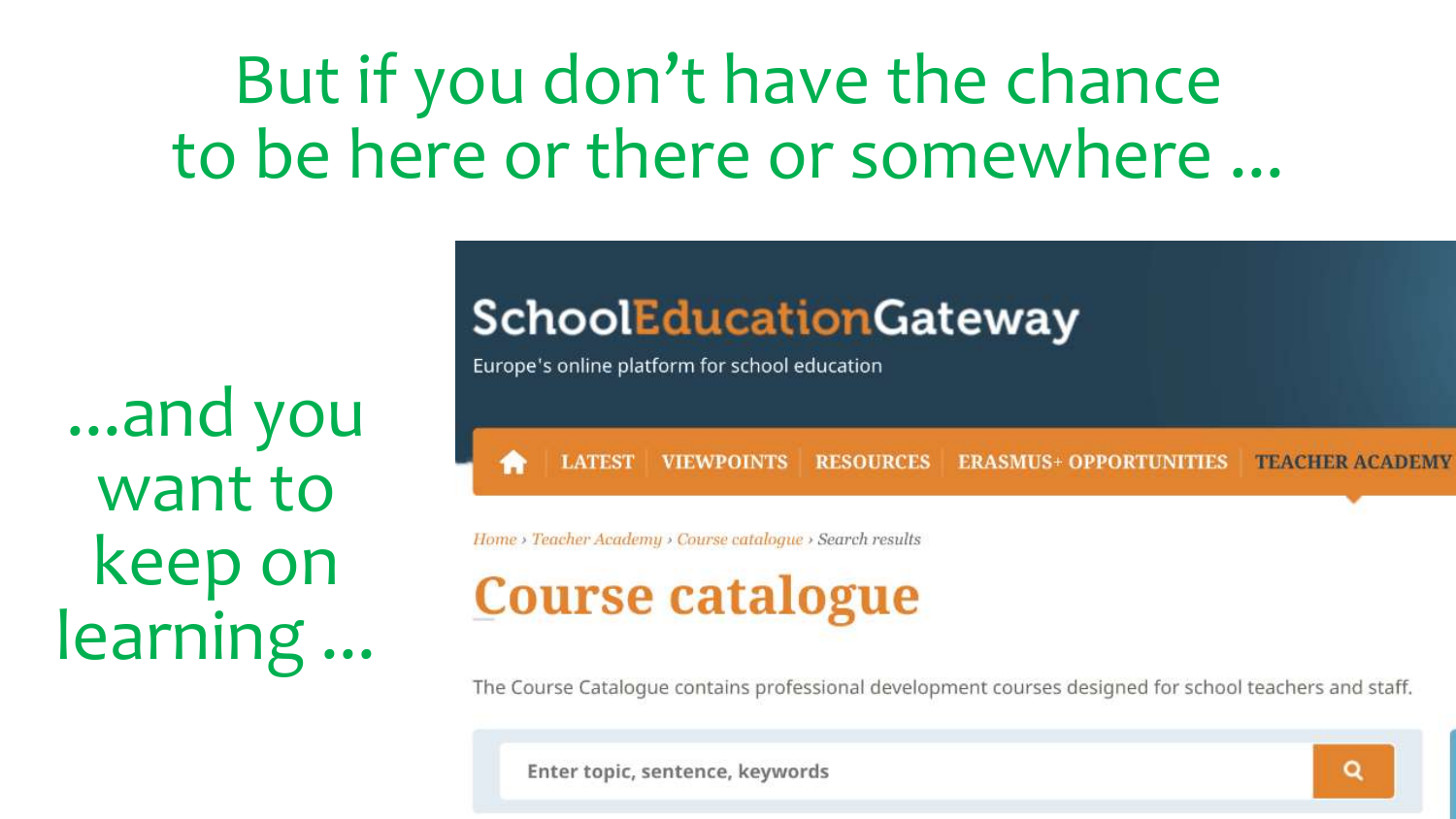# But if you don't have the chance to be here or there or somewhere ...

...and you want to keep on learning ...

**SchoolEducationGateway**

Europe's online platform for school education

LATEST | VIEWPOINTS | RESOURCES | ERASMUS+ OPPORTUNITIES | TEACHER ACADEMY

*Home › Teacher Academy › Course catalogue ›* Search results

## Course catalogue

The Course Catalogue contains professional development courses designed for school teachers and staff.

Enter topic, sentence, keywords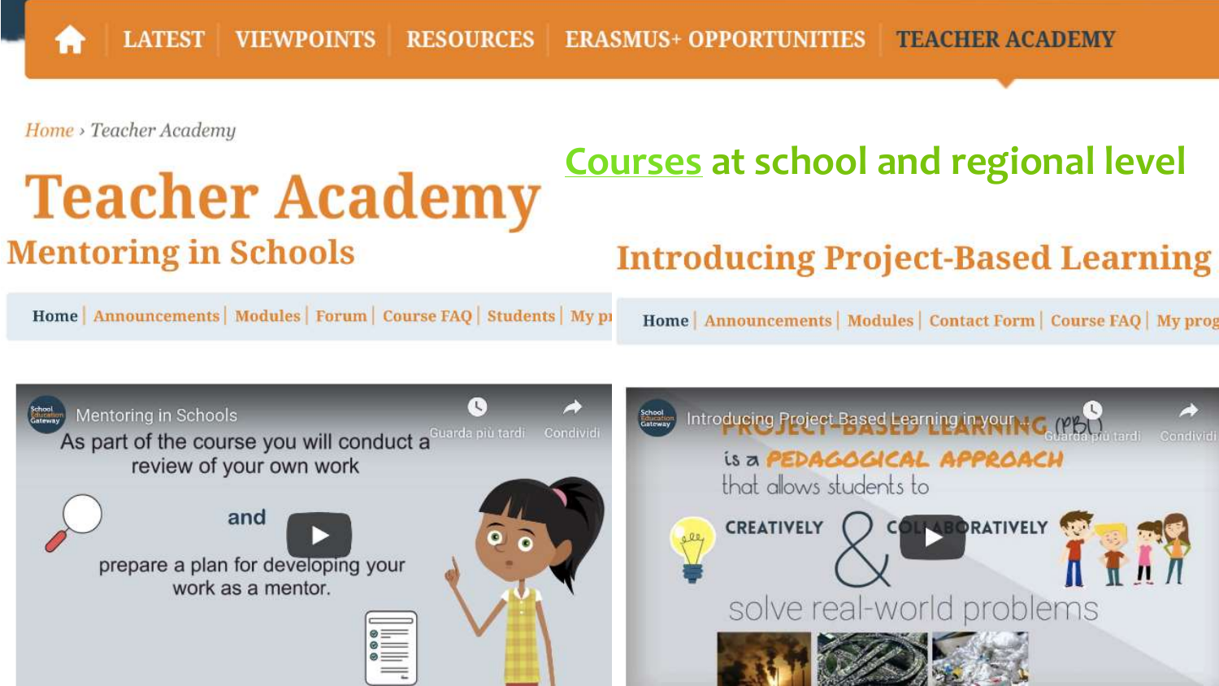LATEST | VIEWPOINTS | RESOURCES | ERASMUS+ OPPORTUNITIES | TEACHER ACADEMY

Home › Teacher Academy

# Teacher Academy

## Courses at school and regional level

## Mentoring in Schools

Home | Announcements | Modules | Forum | Course FAQ | Students | My pr

Mentoring in Schools

As part of the course you will conduct a review of your own work and prepare a plan for developing your work as a mentor.

## Introducing Project-Based Learning

Home | Announcements | Modules | Contact Form | Course FAQ | My prog

Introducing Project Based Learning in your

PROJECT-BASED LEARNING (PBL) is a PEDAGOGICAL APPROACH that allows students to CREATIVELY & COLLABORATIVELY solve real-world problems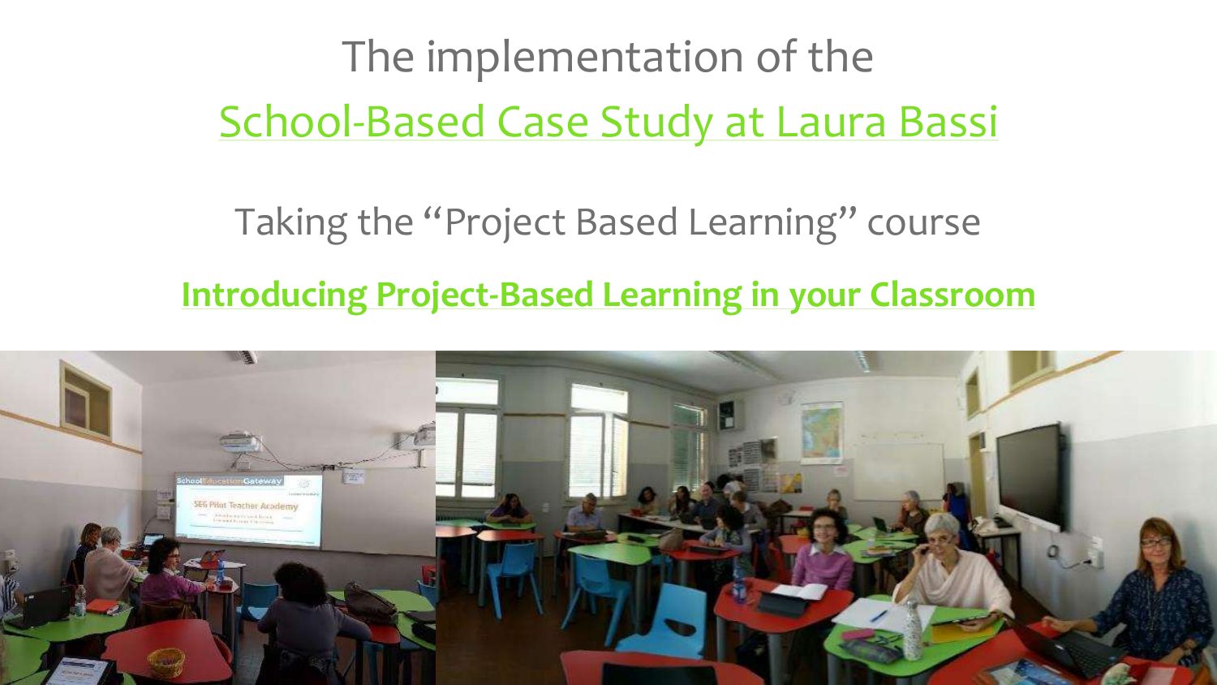# The implementation of the School-Based Case Study at Laura Bassi

## Taking the "Project Based Learning" course

**Introducing Project-Based Learning in your Classroom**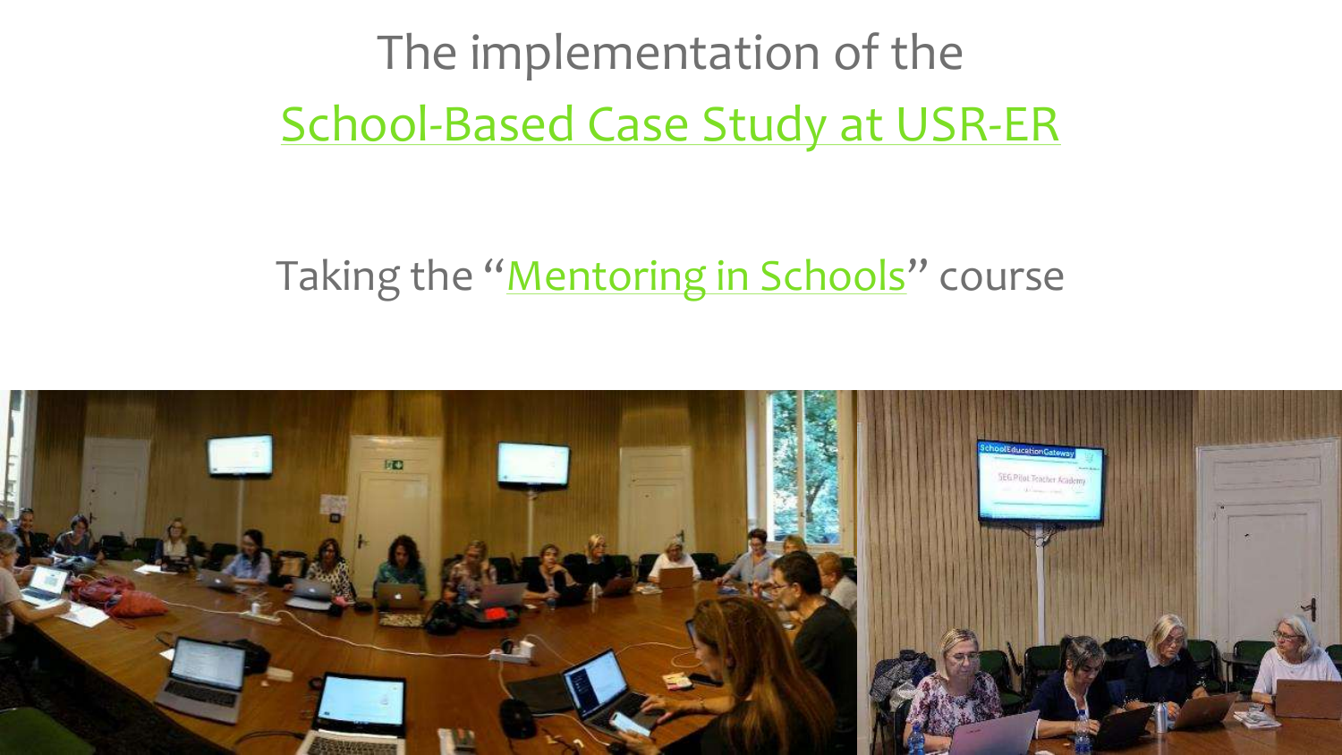# The implementation of the School-Based Case Study at USR-ER

Taking the "Mentoring in Schools" course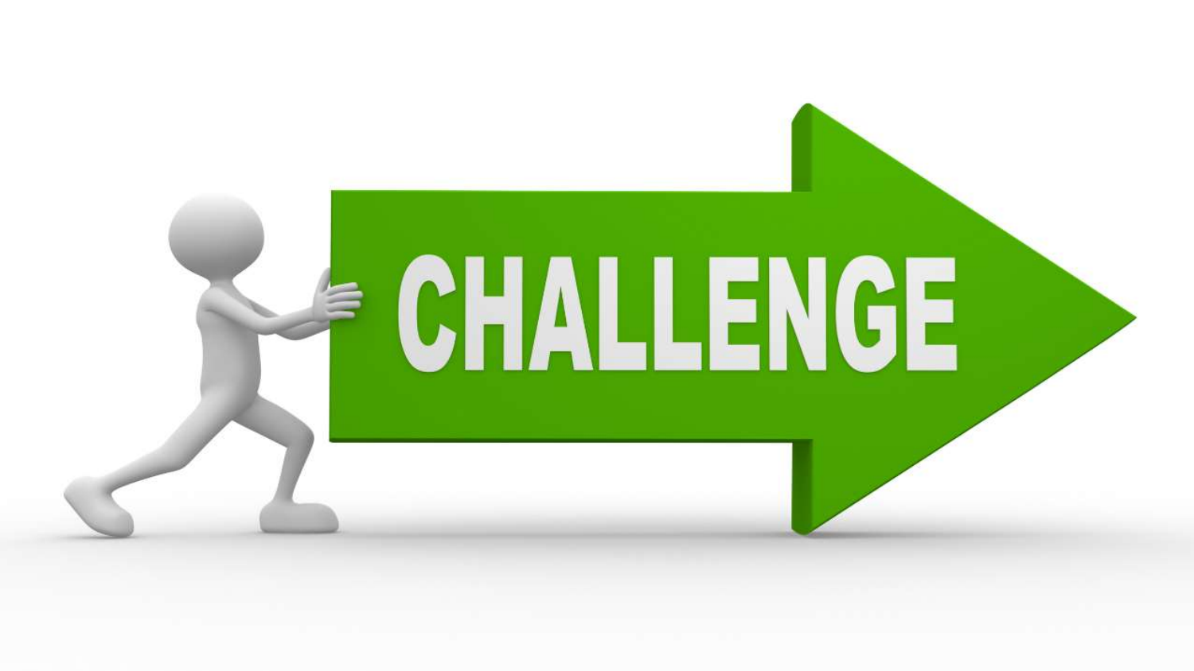CHALLENGE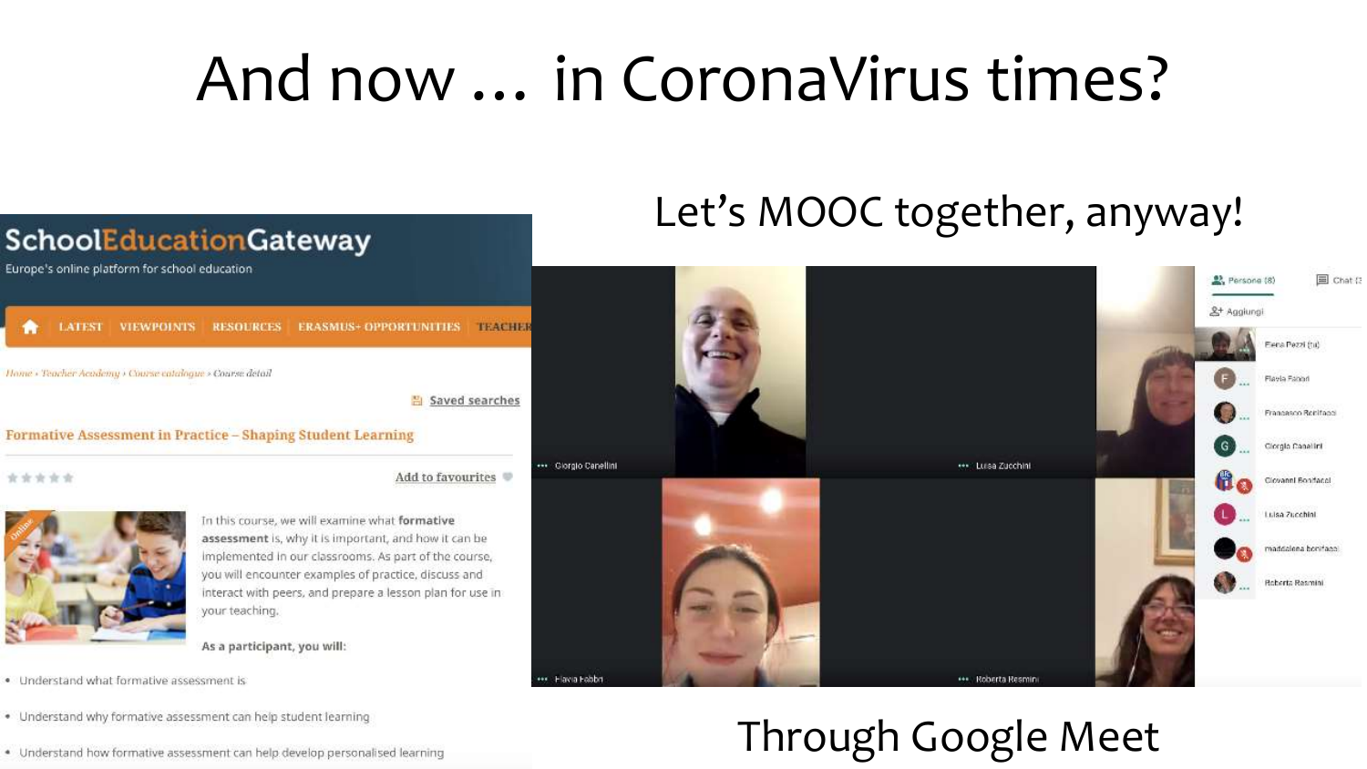# And now … in CoronaVirus times?

Let's MOOC together, anyway!

**SchoolEducationGateway**

Europe's online platform for school education

LATEST | VIEWPOINTS | RESOURCES | ERASMUS+ OPPORTUNITIES | TEACHER

Home › Teacher Academy › Course catalogue › Course detail

Saved searches

**Formative Assessment in Practice – Shaping Student Learning**

Add to favourites

In this course, we will examine what **formative assessment** is, why it is important, and how it can be implemented in our classrooms. As part of the course, you will encounter examples of practice, discuss and interact with peers, and prepare a lesson plan for use in your teaching.

**As a participant, you will:**

- Understand what formative assessment is
- Understand why formative assessment can help student learning
- Understand how formative assessment can help develop personalised learning

Through Google Meet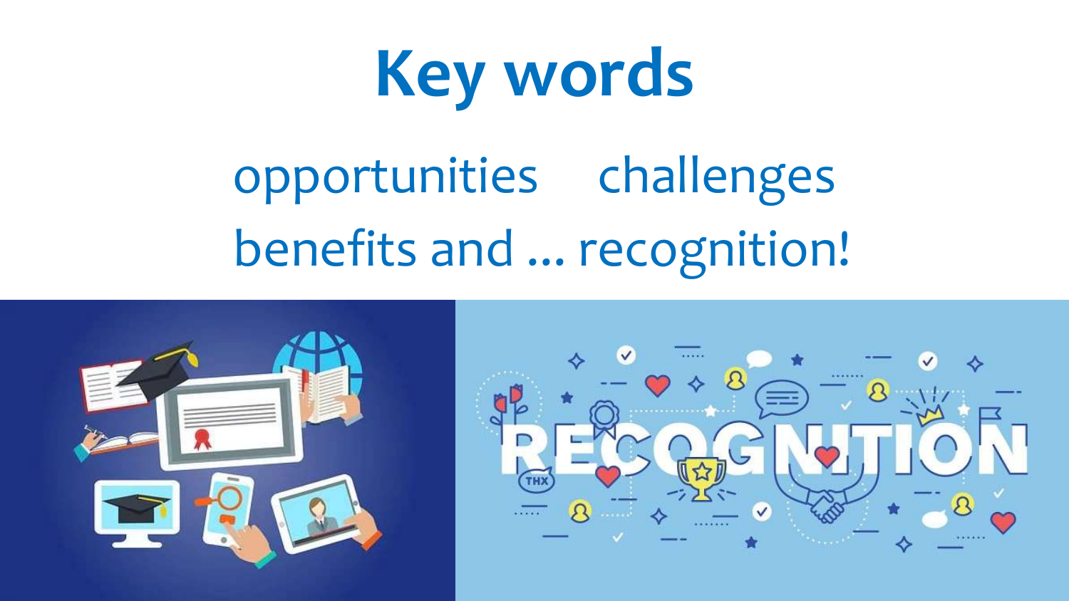# Key words

opportunities    challenges

benefits and ... recognition!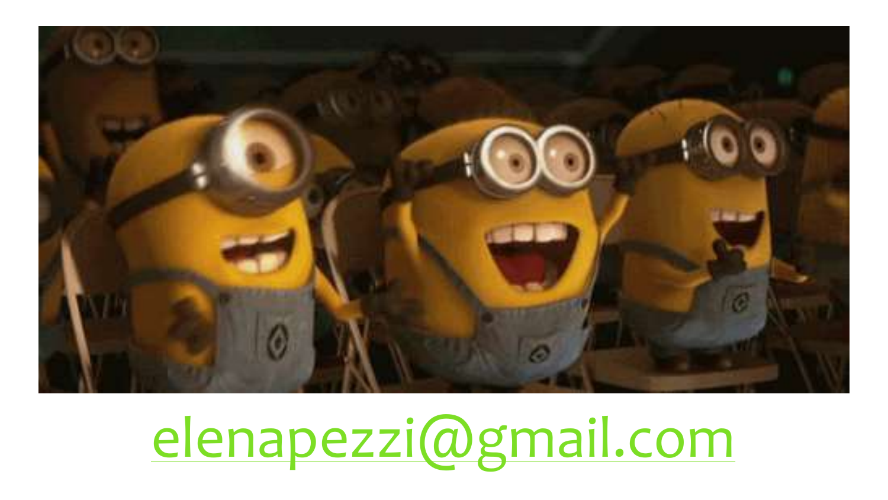elenapezzi@gmail.com